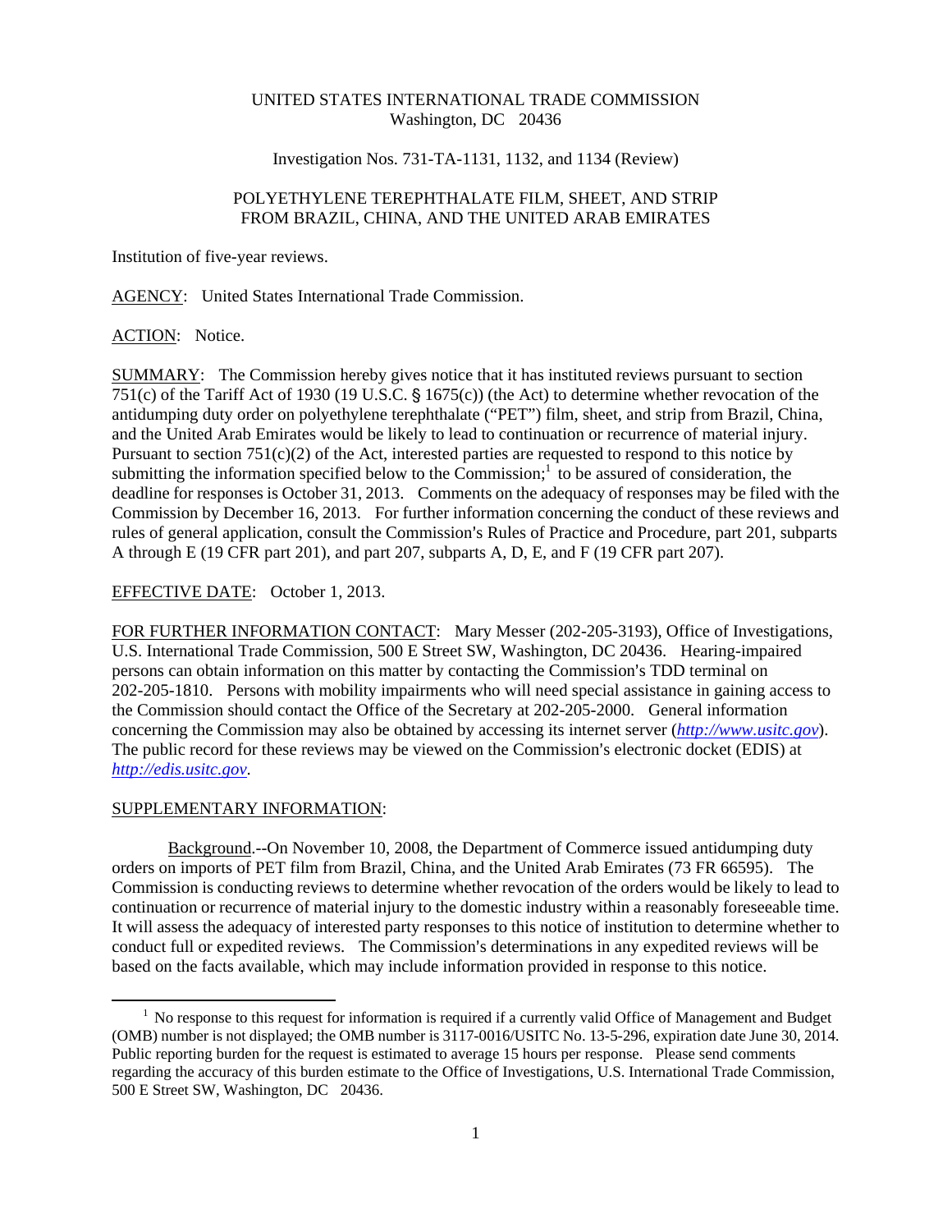UNITED STATES INTERNATIONAL TRADE COMMISSION
Washington, DC 20436

Investigation Nos. 731-TA-1131, 1132, and 1134 (Review)

POLYETHYLENE TEREPHTHALATE FILM, SHEET, AND STRIP
FROM BRAZIL, CHINA, AND THE UNITED ARAB EMIRATES

Institution of five-year reviews.

AGENCY: United States International Trade Commission.

ACTION: Notice.

SUMMARY: The Commission hereby gives notice that it has instituted reviews pursuant to section 751(c) of the Tariff Act of 1930 (19 U.S.C. § 1675(c)) (the Act) to determine whether revocation of the antidumping duty order on polyethylene terephthalate ("PET") film, sheet, and strip from Brazil, China, and the United Arab Emirates would be likely to lead to continuation or recurrence of material injury. Pursuant to section 751(c)(2) of the Act, interested parties are requested to respond to this notice by submitting the information specified below to the Commission;[1] to be assured of consideration, the deadline for responses is October 31, 2013. Comments on the adequacy of responses may be filed with the Commission by December 16, 2013. For further information concerning the conduct of these reviews and rules of general application, consult the Commission's Rules of Practice and Procedure, part 201, subparts A through E (19 CFR part 201), and part 207, subparts A, D, E, and F (19 CFR part 207).

EFFECTIVE DATE: October 1, 2013.

FOR FURTHER INFORMATION CONTACT: Mary Messer (202-205-3193), Office of Investigations, U.S. International Trade Commission, 500 E Street SW, Washington, DC 20436. Hearing-impaired persons can obtain information on this matter by contacting the Commission's TDD terminal on 202-205-1810. Persons with mobility impairments who will need special assistance in gaining access to the Commission should contact the Office of the Secretary at 202-205-2000. General information concerning the Commission may also be obtained by accessing its internet server (*http://www.usitc.gov*). The public record for these reviews may be viewed on the Commission's electronic docket (EDIS) at *http://edis.usitc.gov*.

SUPPLEMENTARY INFORMATION:

Background.--On November 10, 2008, the Department of Commerce issued antidumping duty orders on imports of PET film from Brazil, China, and the United Arab Emirates (73 FR 66595). The Commission is conducting reviews to determine whether revocation of the orders would be likely to lead to continuation or recurrence of material injury to the domestic industry within a reasonably foreseeable time. It will assess the adequacy of interested party responses to this notice of institution to determine whether to conduct full or expedited reviews. The Commission's determinations in any expedited reviews will be based on the facts available, which may include information provided in response to this notice.

[1] No response to this request for information is required if a currently valid Office of Management and Budget (OMB) number is not displayed; the OMB number is 3117-0016/USITC No. 13-5-296, expiration date June 30, 2014. Public reporting burden for the request is estimated to average 15 hours per response. Please send comments regarding the accuracy of this burden estimate to the Office of Investigations, U.S. International Trade Commission, 500 E Street SW, Washington, DC 20436.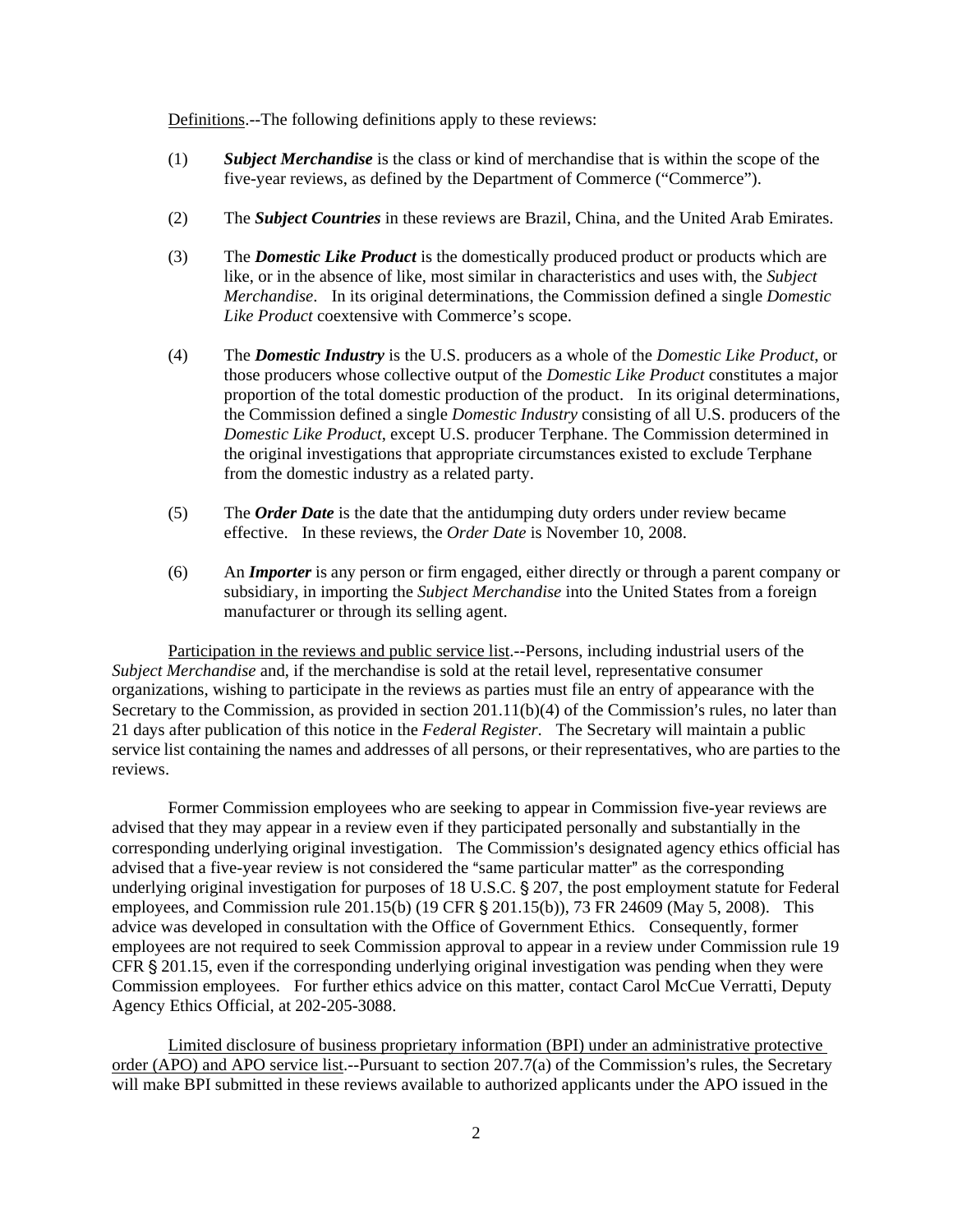Definitions.--The following definitions apply to these reviews:

(1) ***Subject Merchandise*** is the class or kind of merchandise that is within the scope of the five-year reviews, as defined by the Department of Commerce ("Commerce").

(2) The ***Subject Countries*** in these reviews are Brazil, China, and the United Arab Emirates.

(3) The ***Domestic Like Product*** is the domestically produced product or products which are like, or in the absence of like, most similar in characteristics and uses with, the *Subject Merchandise*. In its original determinations, the Commission defined a single *Domestic Like Product* coextensive with Commerce's scope.

(4) The ***Domestic Industry*** is the U.S. producers as a whole of the *Domestic Like Product*, or those producers whose collective output of the *Domestic Like Product* constitutes a major proportion of the total domestic production of the product. In its original determinations, the Commission defined a single *Domestic Industry* consisting of all U.S. producers of the *Domestic Like Product*, except U.S. producer Terphane. The Commission determined in the original investigations that appropriate circumstances existed to exclude Terphane from the domestic industry as a related party.

(5) The ***Order Date*** is the date that the antidumping duty orders under review became effective. In these reviews, the *Order Date* is November 10, 2008.

(6) An ***Importer*** is any person or firm engaged, either directly or through a parent company or subsidiary, in importing the *Subject Merchandise* into the United States from a foreign manufacturer or through its selling agent.

Participation in the reviews and public service list.--Persons, including industrial users of the *Subject Merchandise* and, if the merchandise is sold at the retail level, representative consumer organizations, wishing to participate in the reviews as parties must file an entry of appearance with the Secretary to the Commission, as provided in section 201.11(b)(4) of the Commission's rules, no later than 21 days after publication of this notice in the *Federal Register*. The Secretary will maintain a public service list containing the names and addresses of all persons, or their representatives, who are parties to the reviews.

Former Commission employees who are seeking to appear in Commission five-year reviews are advised that they may appear in a review even if they participated personally and substantially in the corresponding underlying original investigation. The Commission's designated agency ethics official has advised that a five-year review is not considered the "same particular matter" as the corresponding underlying original investigation for purposes of 18 U.S.C. § 207, the post employment statute for Federal employees, and Commission rule 201.15(b) (19 CFR § 201.15(b)), 73 FR 24609 (May 5, 2008). This advice was developed in consultation with the Office of Government Ethics. Consequently, former employees are not required to seek Commission approval to appear in a review under Commission rule 19 CFR § 201.15, even if the corresponding underlying original investigation was pending when they were Commission employees. For further ethics advice on this matter, contact Carol McCue Verratti, Deputy Agency Ethics Official, at 202-205-3088.

Limited disclosure of business proprietary information (BPI) under an administrative protective order (APO) and APO service list.--Pursuant to section 207.7(a) of the Commission's rules, the Secretary will make BPI submitted in these reviews available to authorized applicants under the APO issued in the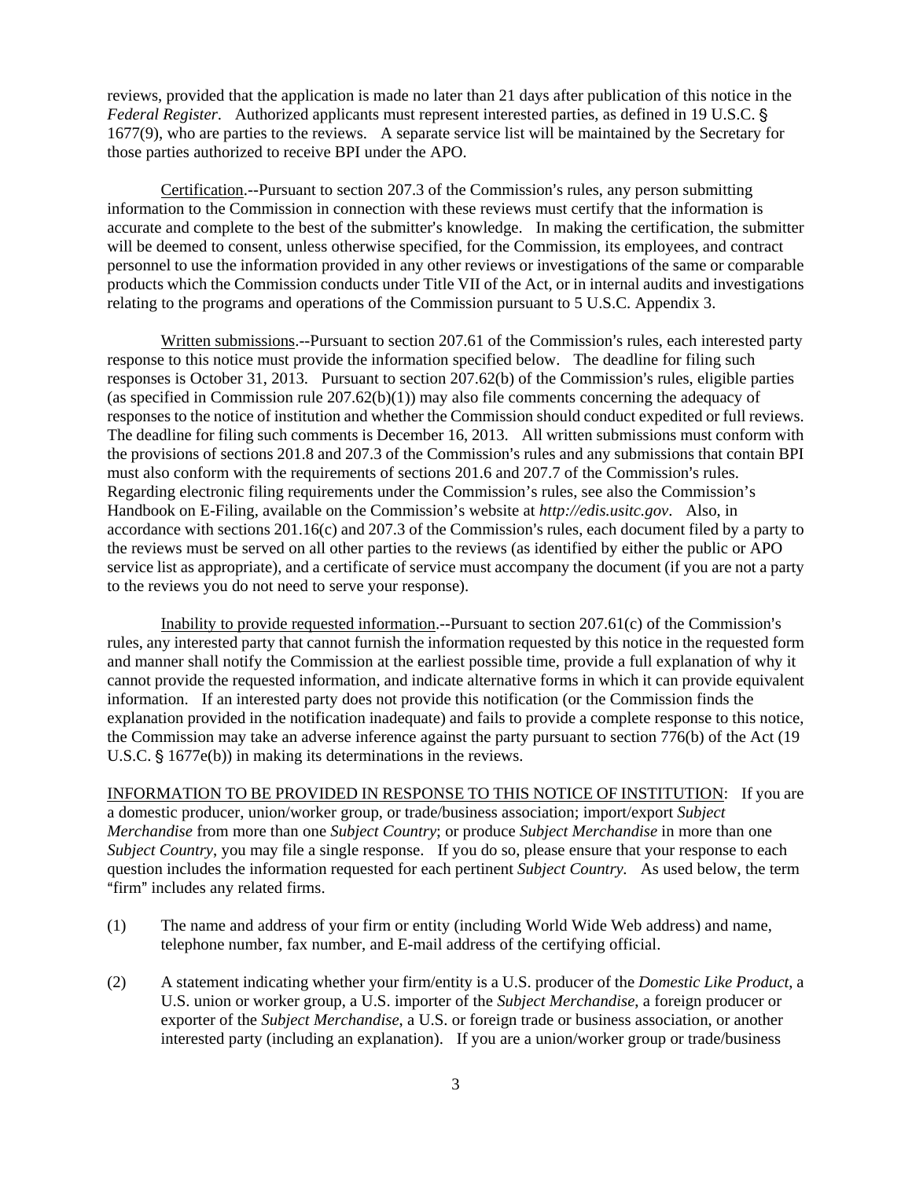reviews, provided that the application is made no later than 21 days after publication of this notice in the *Federal Register*. Authorized applicants must represent interested parties, as defined in 19 U.S.C. § 1677(9), who are parties to the reviews. A separate service list will be maintained by the Secretary for those parties authorized to receive BPI under the APO.

Certification.--Pursuant to section 207.3 of the Commission's rules, any person submitting information to the Commission in connection with these reviews must certify that the information is accurate and complete to the best of the submitter's knowledge. In making the certification, the submitter will be deemed to consent, unless otherwise specified, for the Commission, its employees, and contract personnel to use the information provided in any other reviews or investigations of the same or comparable products which the Commission conducts under Title VII of the Act, or in internal audits and investigations relating to the programs and operations of the Commission pursuant to 5 U.S.C. Appendix 3.

Written submissions.--Pursuant to section 207.61 of the Commission's rules, each interested party response to this notice must provide the information specified below. The deadline for filing such responses is October 31, 2013. Pursuant to section 207.62(b) of the Commission's rules, eligible parties (as specified in Commission rule 207.62(b)(1)) may also file comments concerning the adequacy of responses to the notice of institution and whether the Commission should conduct expedited or full reviews. The deadline for filing such comments is December 16, 2013. All written submissions must conform with the provisions of sections 201.8 and 207.3 of the Commission's rules and any submissions that contain BPI must also conform with the requirements of sections 201.6 and 207.7 of the Commission's rules. Regarding electronic filing requirements under the Commission's rules, see also the Commission's Handbook on E-Filing, available on the Commission's website at *http://edis.usitc.gov*. Also, in accordance with sections 201.16(c) and 207.3 of the Commission's rules, each document filed by a party to the reviews must be served on all other parties to the reviews (as identified by either the public or APO service list as appropriate), and a certificate of service must accompany the document (if you are not a party to the reviews you do not need to serve your response).

Inability to provide requested information.--Pursuant to section 207.61(c) of the Commission's rules, any interested party that cannot furnish the information requested by this notice in the requested form and manner shall notify the Commission at the earliest possible time, provide a full explanation of why it cannot provide the requested information, and indicate alternative forms in which it can provide equivalent information. If an interested party does not provide this notification (or the Commission finds the explanation provided in the notification inadequate) and fails to provide a complete response to this notice, the Commission may take an adverse inference against the party pursuant to section 776(b) of the Act (19 U.S.C. § 1677e(b)) in making its determinations in the reviews.

INFORMATION TO BE PROVIDED IN RESPONSE TO THIS NOTICE OF INSTITUTION: If you are a domestic producer, union/worker group, or trade/business association; import/export *Subject Merchandise* from more than one *Subject Country*; or produce *Subject Merchandise* in more than one *Subject Country*, you may file a single response. If you do so, please ensure that your response to each question includes the information requested for each pertinent *Subject Country*. As used below, the term "firm" includes any related firms.

(1) The name and address of your firm or entity (including World Wide Web address) and name, telephone number, fax number, and E-mail address of the certifying official.

(2) A statement indicating whether your firm/entity is a U.S. producer of the *Domestic Like Product*, a U.S. union or worker group, a U.S. importer of the *Subject Merchandise*, a foreign producer or exporter of the *Subject Merchandise*, a U.S. or foreign trade or business association, or another interested party (including an explanation). If you are a union/worker group or trade/business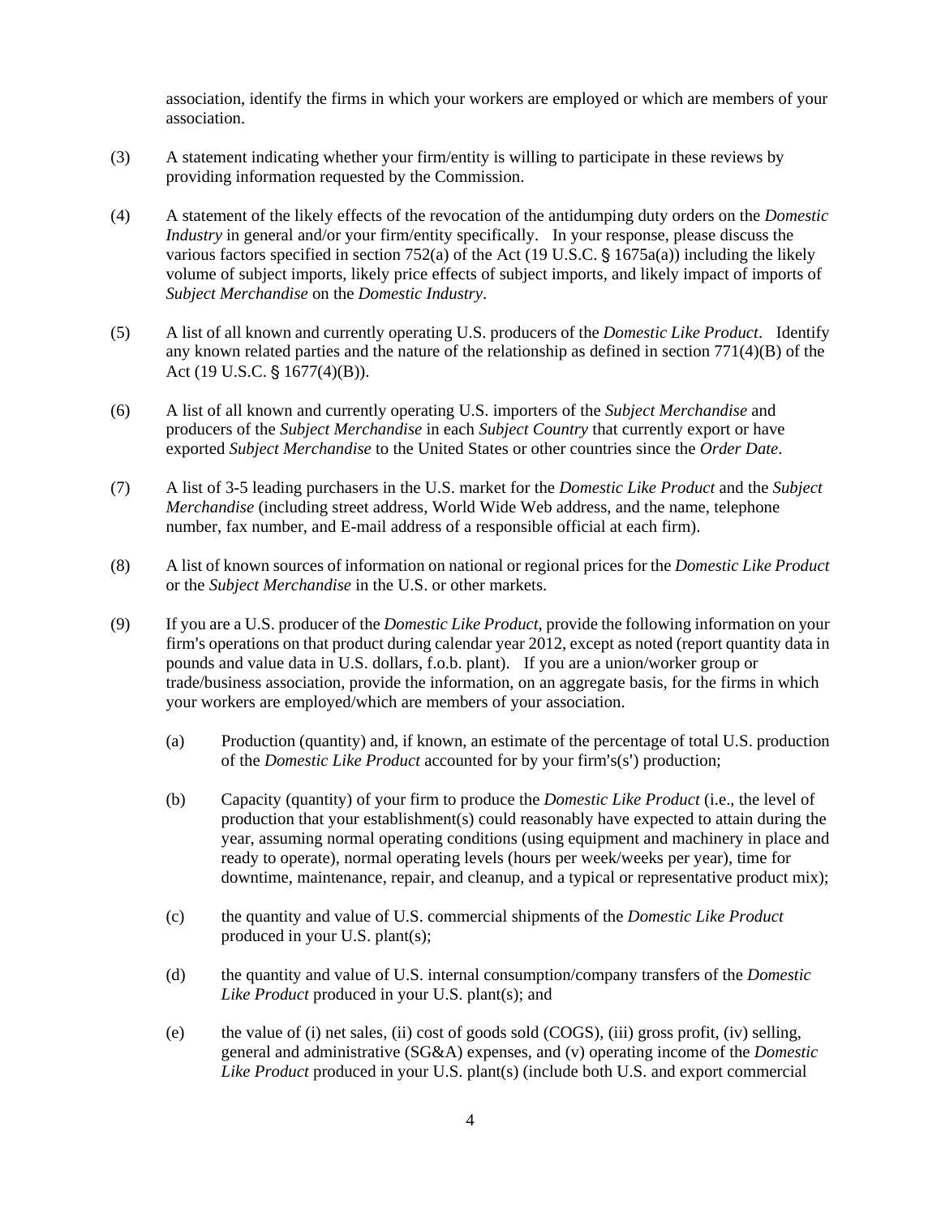association, identify the firms in which your workers are employed or which are members of your association.

(3) A statement indicating whether your firm/entity is willing to participate in these reviews by providing information requested by the Commission.

(4) A statement of the likely effects of the revocation of the antidumping duty orders on the *Domestic Industry* in general and/or your firm/entity specifically. In your response, please discuss the various factors specified in section 752(a) of the Act (19 U.S.C. § 1675a(a)) including the likely volume of subject imports, likely price effects of subject imports, and likely impact of imports of *Subject Merchandise* on the *Domestic Industry*.

(5) A list of all known and currently operating U.S. producers of the *Domestic Like Product*. Identify any known related parties and the nature of the relationship as defined in section 771(4)(B) of the Act (19 U.S.C. § 1677(4)(B)).

(6) A list of all known and currently operating U.S. importers of the *Subject Merchandise* and producers of the *Subject Merchandise* in each *Subject Country* that currently export or have exported *Subject Merchandise* to the United States or other countries since the *Order Date*.

(7) A list of 3-5 leading purchasers in the U.S. market for the *Domestic Like Product* and the *Subject Merchandise* (including street address, World Wide Web address, and the name, telephone number, fax number, and E-mail address of a responsible official at each firm).

(8) A list of known sources of information on national or regional prices for the *Domestic Like Product* or the *Subject Merchandise* in the U.S. or other markets.

(9) If you are a U.S. producer of the *Domestic Like Product*, provide the following information on your firm's operations on that product during calendar year 2012, except as noted (report quantity data in pounds and value data in U.S. dollars, f.o.b. plant). If you are a union/worker group or trade/business association, provide the information, on an aggregate basis, for the firms in which your workers are employed/which are members of your association.

   (a) Production (quantity) and, if known, an estimate of the percentage of total U.S. production of the *Domestic Like Product* accounted for by your firm's(s') production;

   (b) Capacity (quantity) of your firm to produce the *Domestic Like Product* (i.e., the level of production that your establishment(s) could reasonably have expected to attain during the year, assuming normal operating conditions (using equipment and machinery in place and ready to operate), normal operating levels (hours per week/weeks per year), time for downtime, maintenance, repair, and cleanup, and a typical or representative product mix);

   (c) the quantity and value of U.S. commercial shipments of the *Domestic Like Product* produced in your U.S. plant(s);

   (d) the quantity and value of U.S. internal consumption/company transfers of the *Domestic Like Product* produced in your U.S. plant(s); and

   (e) the value of (i) net sales, (ii) cost of goods sold (COGS), (iii) gross profit, (iv) selling, general and administrative (SG&A) expenses, and (v) operating income of the *Domestic Like Product* produced in your U.S. plant(s) (include both U.S. and export commercial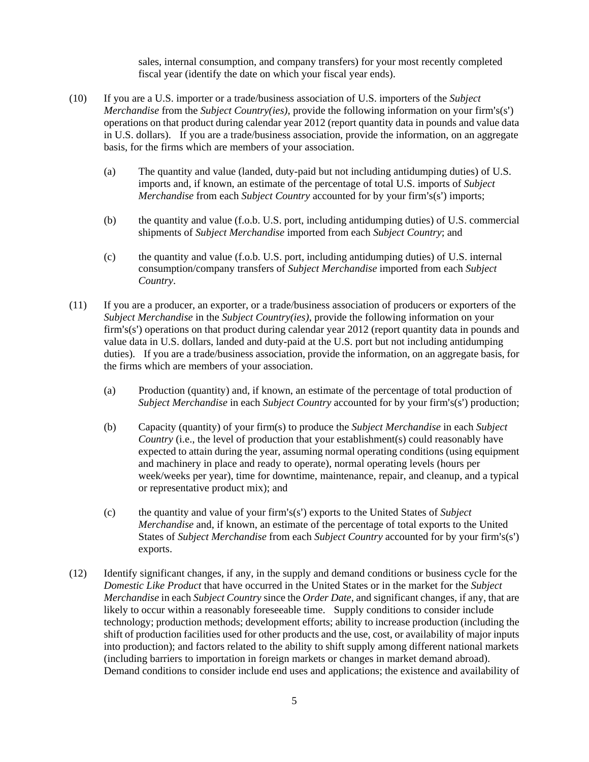sales, internal consumption, and company transfers) for your most recently completed fiscal year (identify the date on which your fiscal year ends).

(10) If you are a U.S. importer or a trade/business association of U.S. importers of the *Subject Merchandise* from the *Subject Country(ies)*, provide the following information on your firm's(s') operations on that product during calendar year 2012 (report quantity data in pounds and value data in U.S. dollars). If you are a trade/business association, provide the information, on an aggregate basis, for the firms which are members of your association.

(a) The quantity and value (landed, duty-paid but not including antidumping duties) of U.S. imports and, if known, an estimate of the percentage of total U.S. imports of *Subject Merchandise* from each *Subject Country* accounted for by your firm's(s') imports;

(b) the quantity and value (f.o.b. U.S. port, including antidumping duties) of U.S. commercial shipments of *Subject Merchandise* imported from each *Subject Country*; and

(c) the quantity and value (f.o.b. U.S. port, including antidumping duties) of U.S. internal consumption/company transfers of *Subject Merchandise* imported from each *Subject Country*.

(11) If you are a producer, an exporter, or a trade/business association of producers or exporters of the *Subject Merchandise* in the *Subject Country(ies)*, provide the following information on your firm's(s') operations on that product during calendar year 2012 (report quantity data in pounds and value data in U.S. dollars, landed and duty-paid at the U.S. port but not including antidumping duties). If you are a trade/business association, provide the information, on an aggregate basis, for the firms which are members of your association.

(a) Production (quantity) and, if known, an estimate of the percentage of total production of *Subject Merchandise* in each *Subject Country* accounted for by your firm's(s') production;

(b) Capacity (quantity) of your firm(s) to produce the *Subject Merchandise* in each *Subject Country* (i.e., the level of production that your establishment(s) could reasonably have expected to attain during the year, assuming normal operating conditions (using equipment and machinery in place and ready to operate), normal operating levels (hours per week/weeks per year), time for downtime, maintenance, repair, and cleanup, and a typical or representative product mix); and

(c) the quantity and value of your firm's(s') exports to the United States of *Subject Merchandise* and, if known, an estimate of the percentage of total exports to the United States of *Subject Merchandise* from each *Subject Country* accounted for by your firm's(s') exports.

(12) Identify significant changes, if any, in the supply and demand conditions or business cycle for the *Domestic Like Product* that have occurred in the United States or in the market for the *Subject Merchandise* in each *Subject Country* since the *Order Date*, and significant changes, if any, that are likely to occur within a reasonably foreseeable time. Supply conditions to consider include technology; production methods; development efforts; ability to increase production (including the shift of production facilities used for other products and the use, cost, or availability of major inputs into production); and factors related to the ability to shift supply among different national markets (including barriers to importation in foreign markets or changes in market demand abroad). Demand conditions to consider include end uses and applications; the existence and availability of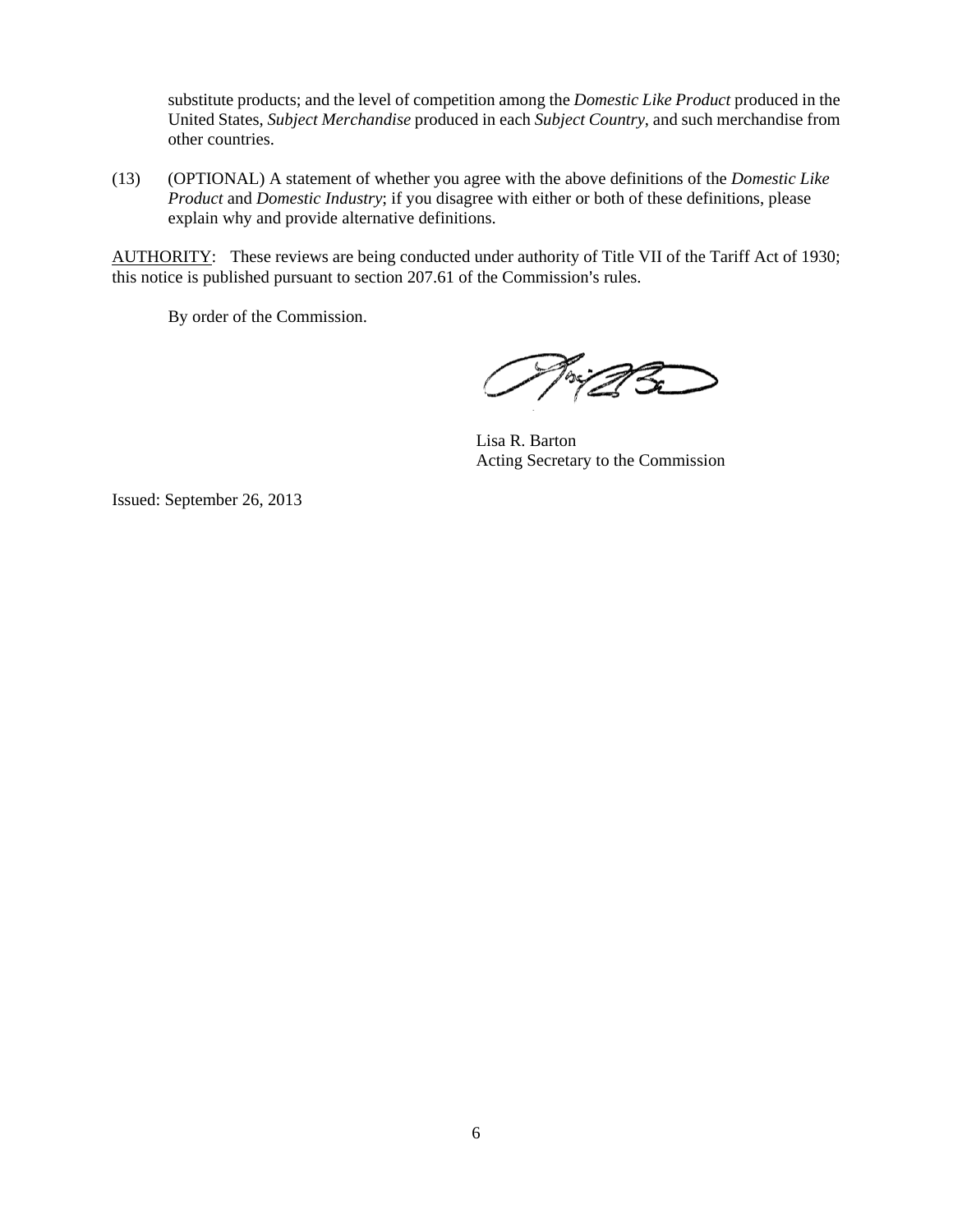substitute products; and the level of competition among the *Domestic Like Product* produced in the United States, *Subject Merchandise* produced in each *Subject Country*, and such merchandise from other countries.

(13) (OPTIONAL) A statement of whether you agree with the above definitions of the *Domestic Like Product* and *Domestic Industry*; if you disagree with either or both of these definitions, please explain why and provide alternative definitions.

AUTHORITY: These reviews are being conducted under authority of Title VII of the Tariff Act of 1930; this notice is published pursuant to section 207.61 of the Commission's rules.

By order of the Commission.

Lisa R. Barton
Acting Secretary to the Commission

Issued: September 26, 2013